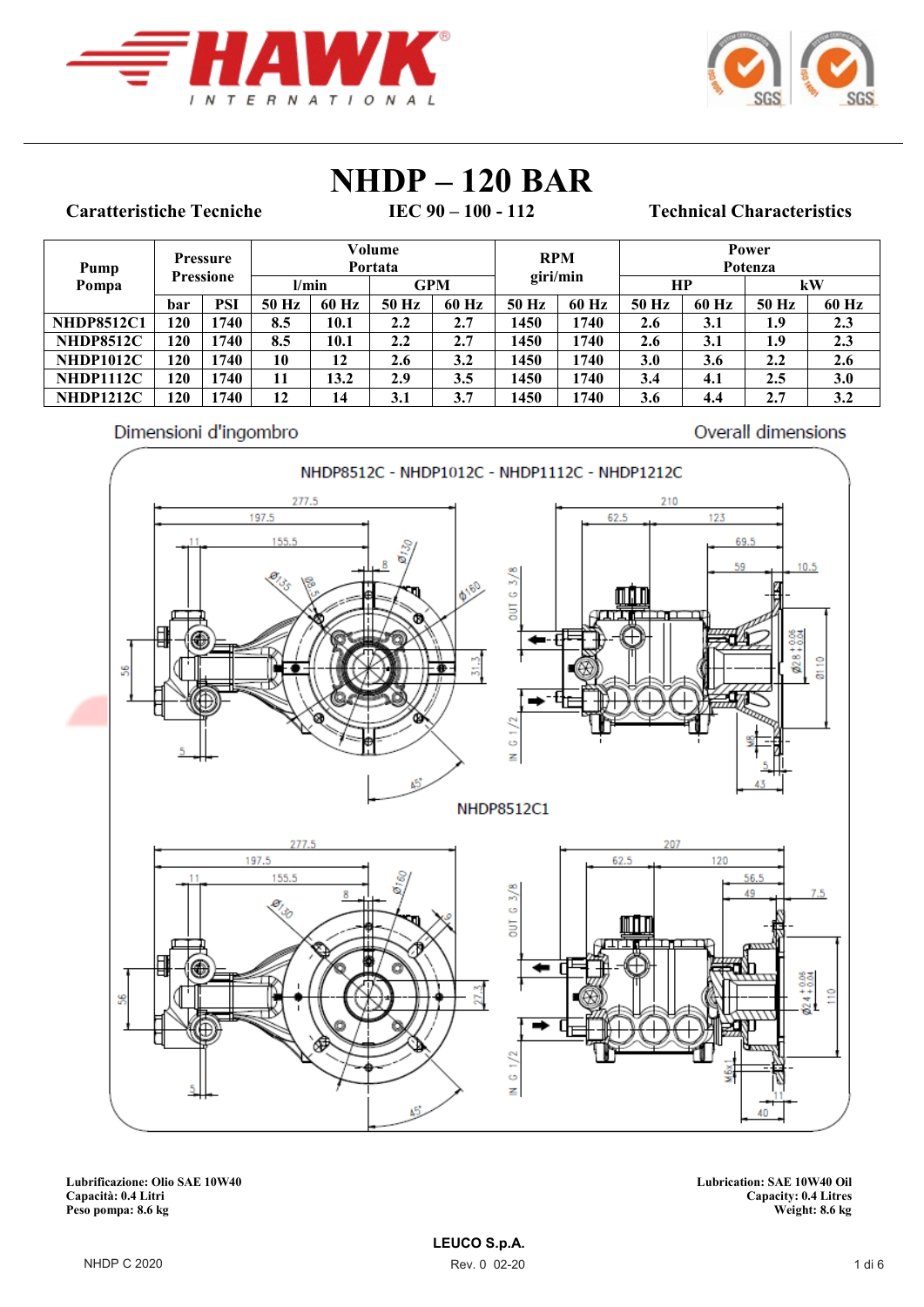# NHDP – 120 BAR

**Caratteristiche Tecniche** | **IEC 90 – 100 - 112** | **Technical Characteristics**

| Pump Pompa | Pressure Pressione | | Volume Portata | | | | RPM giri/min | | Power Potenza | | | |
|---|---|---|---|---|---|---|---|---|---|---|---|---|
| | | | l/min | | GPM | | | | HP | | kW | |
| | bar | PSI | 50 Hz | 60 Hz | 50 Hz | 60 Hz | 50 Hz | 60 Hz | 50 Hz | 60 Hz | 50 Hz | 60 Hz |
| NHDP8512C1 | 120 | 1740 | 8.5 | 10.1 | 2.2 | 2.7 | 1450 | 1740 | 2.6 | 3.1 | 1.9 | 2.3 |
| NHDP8512C | 120 | 1740 | 8.5 | 10.1 | 2.2 | 2.7 | 1450 | 1740 | 2.6 | 3.1 | 1.9 | 2.3 |
| NHDP1012C | 120 | 1740 | 10 | 12 | 2.6 | 3.2 | 1450 | 1740 | 3.0 | 3.6 | 2.2 | 2.6 |
| NHDP1112C | 120 | 1740 | 11 | 13.2 | 2.9 | 3.5 | 1450 | 1740 | 3.4 | 4.1 | 2.5 | 3.0 |
| NHDP1212C | 120 | 1740 | 12 | 14 | 3.1 | 3.7 | 1450 | 1740 | 3.6 | 4.4 | 2.7 | 3.2 |

Dimensioni d'ingombro — Overall dimensions

NHDP8512C - NHDP1012C - NHDP1112C - NHDP1212C

NHDP8512C1

**Lubrificazione: Olio SAE 10W40**
**Capacità: 0.4 Litri**
**Peso pompa: 8.6 kg**

**Lubrication: SAE 10W40 Oil**
**Capacity: 0.4 Litres**
**Weight: 8.6 kg**

**LEUCO S.p.A.**

NHDP C 2020 — Rev. 0 02-20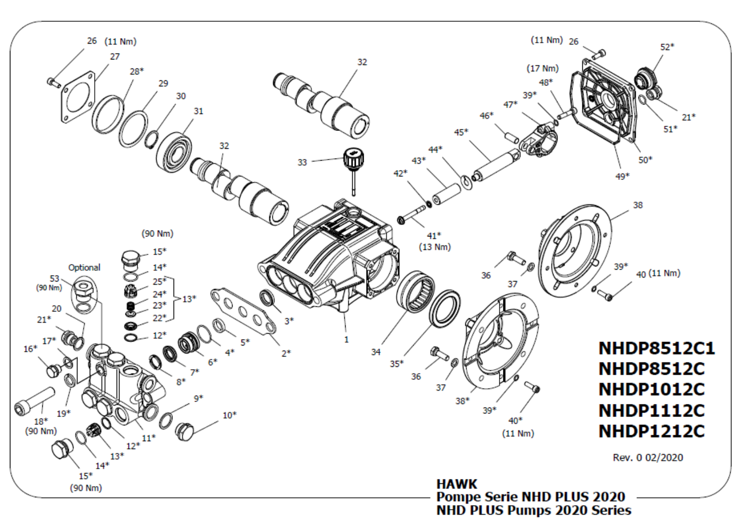**NHDP8512C1**
**NHDP8512C**
**NHDP1012C**
**NHDP1112C**
**NHDP1212C**

Rev. 0 02/2020

**HAWK**
**Pompe Serie NHD PLUS 2020**
**NHD PLUS Pumps 2020 Series**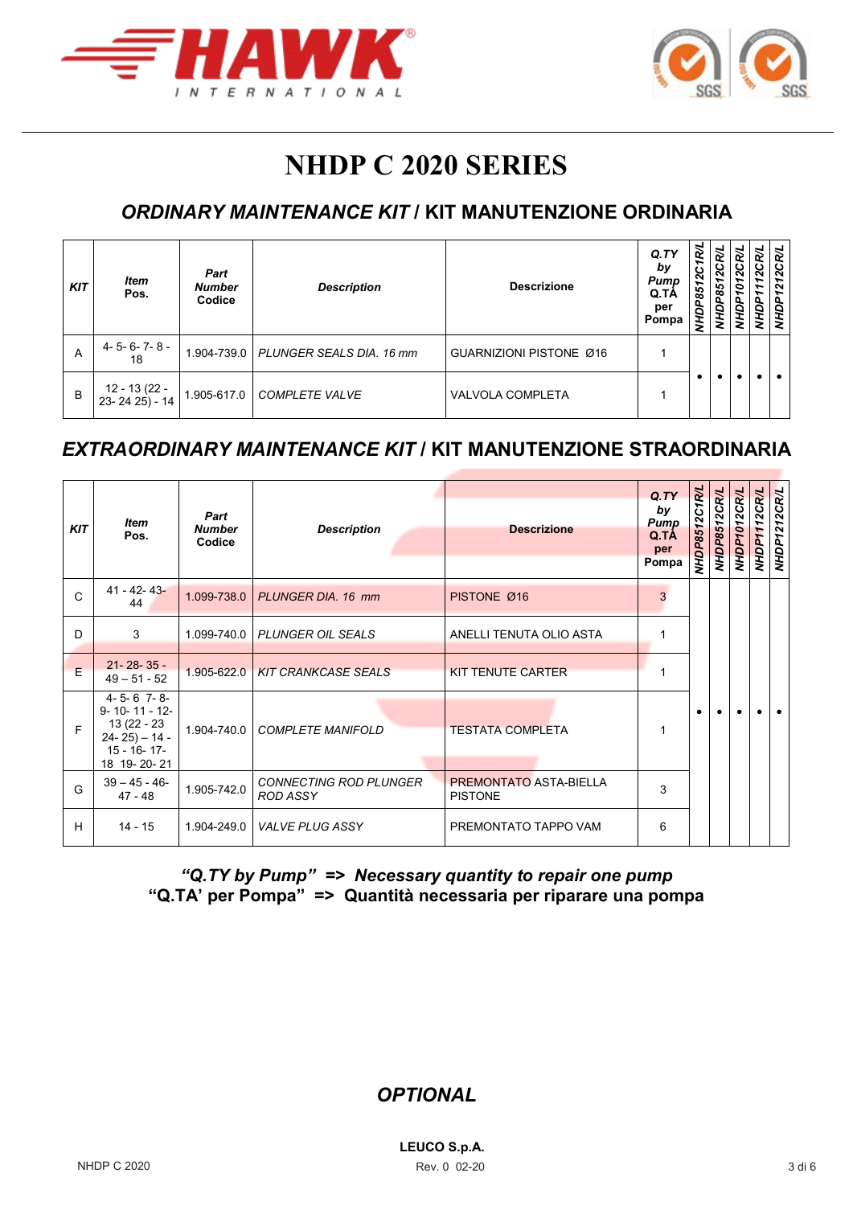# NHDP C 2020 SERIES

## *ORDINARY MAINTENANCE KIT* / KIT MANUTENZIONE ORDINARIA

| *KIT* | *Item Pos.* | *Part Number* Codice | *Description* | Descrizione | *Q.TY by Pump* Q.TÀ per Pompa | *NHDP8512C1R/L* | *NHDP8512CR/L* | *NHDP1012CR/L* | *NHDP1112CR/L* | *NHDP1212CR/L* |
|---|---|---|---|---|---|---|---|---|---|---|
| A | 4- 5- 6- 7- 8 - 18 | 1.904-739.0 | *PLUNGER SEALS DIA. 16 mm* | GUARNIZIONI PISTONE Ø16 | 1 | • | • | • | • | • |
| B | 12 - 13 (22 - 23- 24 25) - 14 | 1.905-617.0 | *COMPLETE VALVE* | VALVOLA COMPLETA | 1 | | | | | |

## *EXTRAORDINARY MAINTENANCE KIT* / KIT MANUTENZIONE STRAORDINARIA

| *KIT* | *Item Pos.* | *Part Number* Codice | *Description* | Descrizione | *Q.TY by Pump* Q.TÀ per Pompa | *NHDP8512C1R/L* | *NHDP8512CR/L* | *NHDP1012CR/L* | *NHDP1112CR/L* | *NHDP1212CR/L* |
|---|---|---|---|---|---|---|---|---|---|---|
| C | 41 - 42- 43- 44 | 1.099-738.0 | *PLUNGER DIA. 16 mm* | PISTONE Ø16 | 3 | • | • | • | • | • |
| D | 3 | 1.099-740.0 | *PLUNGER OIL SEALS* | ANELLI TENUTA OLIO ASTA | 1 | | | | | |
| E | 21- 28- 35 - 49 – 51 - 52 | 1.905-622.0 | *KIT CRANKCASE SEALS* | KIT TENUTE CARTER | 1 | | | | | |
| F | 4- 5- 6 7- 8- 9- 10- 11 - 12- 13 (22 - 23 24- 25) – 14 - 15 - 16- 17- 18 19- 20- 21 | 1.904-740.0 | *COMPLETE MANIFOLD* | TESTATA COMPLETA | 1 | | | | | |
| G | 39 – 45 - 46- 47 - 48 | 1.905-742.0 | *CONNECTING ROD PLUNGER ROD ASSY* | PREMONTATO ASTA-BIELLA PISTONE | 3 | | | | | |
| H | 14 - 15 | 1.904-249.0 | *VALVE PLUG ASSY* | PREMONTATO TAPPO VAM | 6 | | | | | |

***"Q.TY by Pump" => Necessary quantity to repair one pump***
**"Q.TA' per Pompa" => Quantità necessaria per riparare una pompa**

## *OPTIONAL*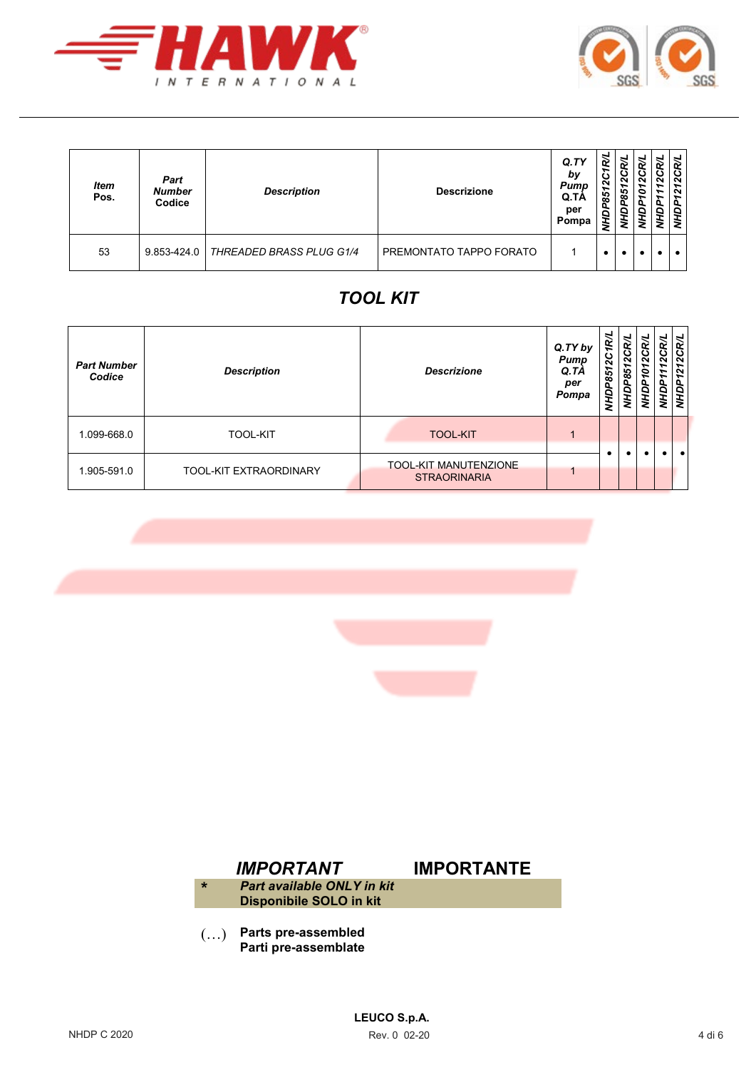| Item Pos. | Part Number Codice | Description | Descrizione | Q.TY by Pump Q.TÀ per Pompa | NHDP8512C1R/L | NHDP8512CR/L | NHDP1012CR/L | NHDP1112CR/L | NHDP1212CR/L |
|---|---|---|---|---|---|---|---|---|---|
| 53 | 9.853-424.0 | *THREADED BRASS PLUG G1/4* | PREMONTATO TAPPO FORATO | 1 | • | • | • | • | • |

## TOOL KIT

| Part Number Codice | Description | Descrizione | Q.TY by Pump Q.TÀ per Pompa | NHDP8512C1R/L | NHDP8512CR/L | NHDP1012CR/L | NHDP1112CR/L | NHDP1212CR/L |
|---|---|---|---|---|---|---|---|---|
| 1.099-668.0 | TOOL-KIT | TOOL-KIT | 1 | • | • | • | • | • |
| 1.905-591.0 | TOOL-KIT EXTRAORDINARY | TOOL-KIT MANUTENZIONE STRAORINARIA | 1 | | | | | |

***IMPORTANT*** **IMPORTANTE**

\* ***Part available ONLY in kit***
**Disponibile SOLO in kit**

(…) **Parts pre-assembled**
**Parti pre-assemblate**

**LEUCO S.p.A.**

NHDP C 2020 Rev. 0 02-20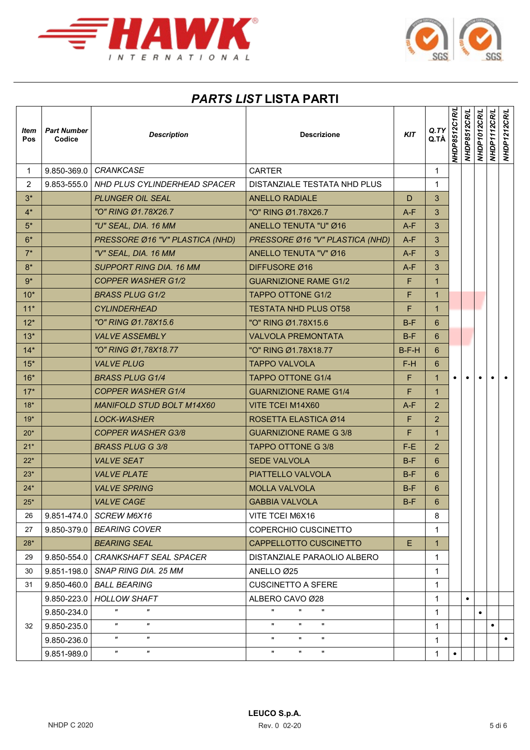## *PARTS LIST* LISTA PARTI

| *Item* Pos | *Part Number* Codice | *Description* | Descrizione | *KIT* | *Q.TY* Q.TÀ | *NHDP8512C1R/L* | *NHDP8512CR/L* | *NHDP1012CR/L* | *NHDP1112CR/L* | *NHDP1212CR/L* |
|---|---|---|---|---|---|---|---|---|---|---|
| 1 | 9.850-369.0 | *CRANKCASE* | CARTER | | 1 | • | • | • | • | • |
| 2 | 9.853-555.0 | *NHD PLUS CYLINDERHEAD SPACER* | DISTANZIALE TESTATA NHD PLUS | | 1 | • | • | • | • | • |
| 3* | | *PLUNGER OIL SEAL* | ANELLO RADIALE | D | 3 | • | • | • | • | • |
| 4* | | *"O" RING Ø1.78X26.7* | "O" RING Ø1.78X26.7 | A-F | 3 | • | • | • | • | • |
| 5* | | *"U" SEAL, DIA. 16 MM* | ANELLO TENUTA "U" Ø16 | A-F | 3 | • | • | • | • | • |
| 6* | | *PRESSORE Ø16 "V" PLASTICA (NHD)* | *PRESSORE Ø16 "V" PLASTICA (NHD)* | A-F | 3 | • | • | • | • | • |
| 7* | | *"V" SEAL, DIA. 16 MM* | ANELLO TENUTA "V" Ø16 | A-F | 3 | • | • | • | • | • |
| 8* | | *SUPPORT RING DIA. 16 MM* | DIFFUSORE Ø16 | A-F | 3 | • | • | • | • | • |
| 9* | | *COPPER WASHER G1/2* | GUARNIZIONE RAME G1/2 | F | 1 | • | • | • | • | • |
| 10* | | *BRASS PLUG G1/2* | TAPPO OTTONE G1/2 | F | 1 | • | • | • | • | • |
| 11* | | *CYLINDERHEAD* | TESTATA NHD PLUS OT58 | F | 1 | • | • | • | • | • |
| 12* | | *"O" RING Ø1.78X15.6* | "O" RING Ø1.78X15.6 | B-F | 6 | • | • | • | • | • |
| 13* | | *VALVE ASSEMBLY* | VALVOLA PREMONTATA | B-F | 6 | • | • | • | • | • |
| 14* | | *"O" RING Ø1,78X18.77* | "O" RING Ø1.78X18.77 | B-F-H | 6 | • | • | • | • | • |
| 15* | | *VALVE PLUG* | TAPPO VALVOLA | F-H | 6 | • | • | • | • | • |
| 16* | | *BRASS PLUG G1/4* | TAPPO OTTONE G1/4 | F | 1 | • | • | • | • | • |
| 17* | | *COPPER WASHER G1/4* | GUARNIZIONE RAME G1/4 | F | 1 | • | • | • | • | • |
| 18* | | *MANIFOLD STUD BOLT M14X60* | VITE TCEI M14X60 | A-F | 2 | • | • | • | • | • |
| 19* | | *LOCK-WASHER* | ROSETTA ELASTICA Ø14 | F | 2 | • | • | • | • | • |
| 20* | | *COPPER WASHER G3/8* | GUARNIZIONE RAME G 3/8 | F | 1 | • | • | • | • | • |
| 21* | | *BRASS PLUG G 3/8* | TAPPO OTTONE G 3/8 | F-E | 2 | • | • | • | • | • |
| 22* | | *VALVE SEAT* | SEDE VALVOLA | B-F | 6 | • | • | • | • | • |
| 23* | | *VALVE PLATE* | PIATTELLO VALVOLA | B-F | 6 | • | • | • | • | • |
| 24* | | *VALVE SPRING* | MOLLA VALVOLA | B-F | 6 | • | • | • | • | • |
| 25* | | *VALVE CAGE* | GABBIA VALVOLA | B-F | 6 | • | • | • | • | • |
| 26 | 9.851-474.0 | *SCREW M6X16* | VITE TCEI M6X16 | | 8 | • | • | • | • | • |
| 27 | 9.850-379.0 | *BEARING COVER* | COPERCHIO CUSCINETTO | | 1 | • | • | • | • | • |
| 28* | | *BEARING SEAL* | CAPPELLOTTO CUSCINETTO | E | 1 | • | • | • | • | • |
| 29 | 9.850-554.0 | *CRANKSHAFT SEAL SPACER* | DISTANZIALE PARAOLIO ALBERO | | 1 | • | • | • | • | • |
| 30 | 9.851-198.0 | *SNAP RING DIA. 25 MM* | ANELLO Ø25 | | 1 | • | • | • | • | • |
| 31 | 9.850-460.0 | *BALL BEARING* | CUSCINETTO A SFERE | | 1 | • | • | • | • | • |
| 32 | 9.850-223.0 | *HOLLOW SHAFT* | ALBERO CAVO Ø28 | | 1 | | • | | | |
| | 9.850-234.0 | *" "* | " " " | | 1 | | | • | | |
| | 9.850-235.0 | *" "* | " " " | | 1 | | | | • | |
| | 9.850-236.0 | *" "* | " " " | | 1 | | | | | • |
| | 9.851-989.0 | *" "* | " " " | | 1 | • | | | | |

NHDP C 2020

LEUCO S.p.A.
Rev. 0 02-20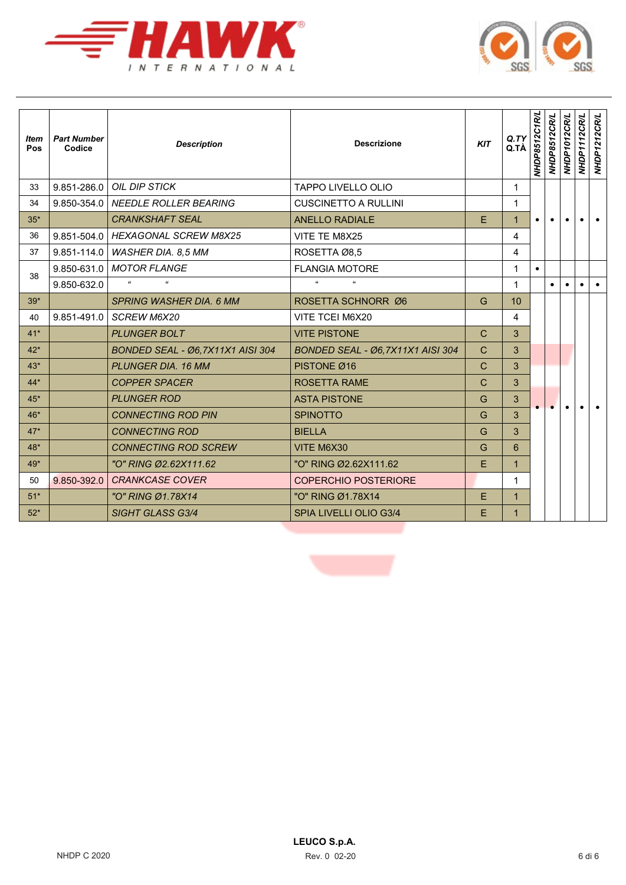| Item Pos | Part Number Codice | Description | Descrizione | KIT | Q.TY Q.TÀ | NHDP8512C1R/L | NHDP8512CR/L | NHDP1012CR/L | NHDP1112CR/L | NHDP1212CR/L |
|---|---|---|---|---|---|---|---|---|---|---|
| 33 | 9.851-286.0 | *OIL DIP STICK* | TAPPO LIVELLO OLIO | | 1 | | | | | |
| 34 | 9.850-354.0 | *NEEDLE ROLLER BEARING* | CUSCINETTO A RULLINI | | 1 | | | | | |
| 35* | | *CRANKSHAFT SEAL* | ANELLO RADIALE | E | 1 | • | • | • | • | • |
| 36 | 9.851-504.0 | *HEXAGONAL SCREW M8X25* | VITE TE M8X25 | | 4 | | | | | |
| 37 | 9.851-114.0 | *WASHER DIA. 8,5 MM* | ROSETTA Ø8,5 | | 4 | | | | | |
| 38 | 9.850-631.0 | *MOTOR FLANGE* | FLANGIA MOTORE | | 1 | • | | | | |
| | 9.850-632.0 | " " | " " | | 1 | | • | • | • | • |
| 39* | | *SPRING WASHER DIA. 6 MM* | ROSETTA SCHNORR Ø6 | G | 10 | | | | | |
| 40 | 9.851-491.0 | *SCREW M6X20* | VITE TCEI M6X20 | | 4 | | | | | |
| 41* | | *PLUNGER BOLT* | VITE PISTONE | C | 3 | | | | | |
| 42* | | *BONDED SEAL - Ø6,7X11X1 AISI 304* | BONDED SEAL - Ø6,7X11X1 AISI 304 | C | 3 | | | | | |
| 43* | | *PLUNGER DIA. 16 MM* | PISTONE Ø16 | C | 3 | | | | | |
| 44* | | *COPPER SPACER* | ROSETTA RAME | C | 3 | | | | | |
| 45* | | *PLUNGER ROD* | ASTA PISTONE | G | 3 | | | | | |
| 46* | | *CONNECTING ROD PIN* | SPINOTTO | G | 3 | • | • | • | • | • |
| 47* | | *CONNECTING ROD* | BIELLA | G | 3 | | | | | |
| 48* | | *CONNECTING ROD SCREW* | VITE M6X30 | G | 6 | | | | | |
| 49* | | *"O" RING Ø2.62X111.62* | "O" RING Ø2.62X111.62 | E | 1 | | | | | |
| 50 | 9.850-392.0 | *CRANKCASE COVER* | COPERCHIO POSTERIORE | | 1 | | | | | |
| 51* | | *"O" RING Ø1.78X14* | "O" RING Ø1.78X14 | E | 1 | | | | | |
| 52* | | *SIGHT GLASS G3/4* | SPIA LIVELLI OLIO G3/4 | E | 1 | | | | | |